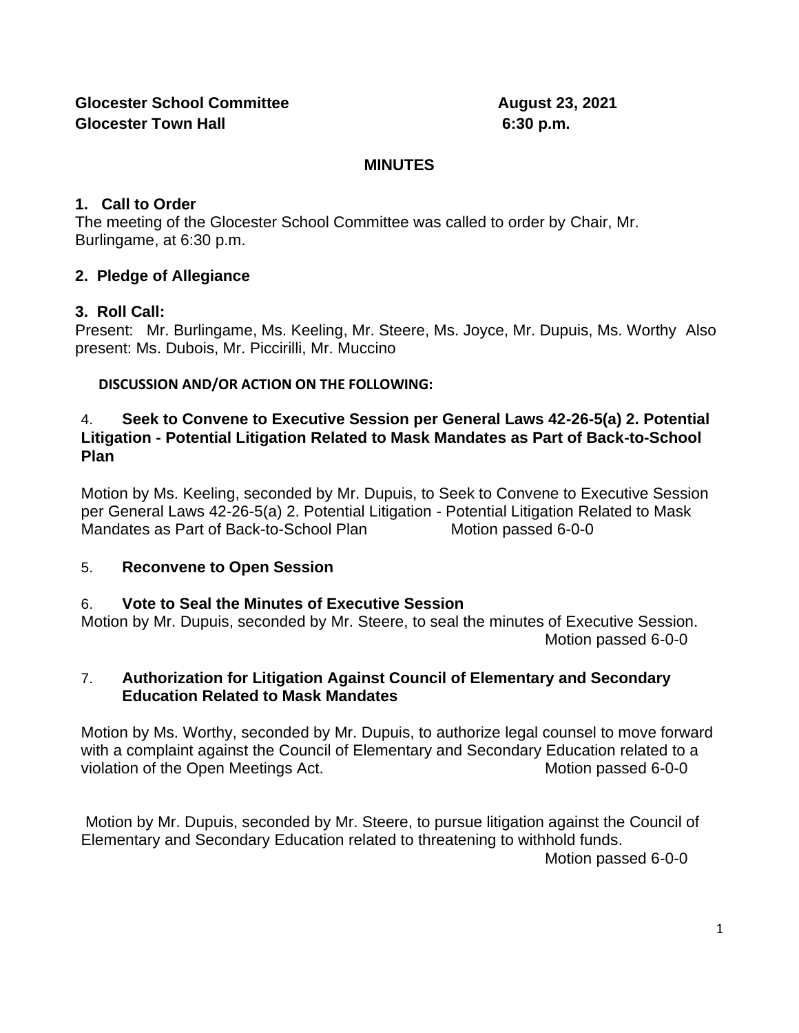**Glocester School Committee** **August 23, 2021**
**Glocester Town Hall** **6:30 p.m.**

## MINUTES

### 1. Call to Order

The meeting of the Glocester School Committee was called to order by Chair, Mr. Burlingame, at 6:30 p.m.

### 2. Pledge of Allegiance

### 3. Roll Call:

Present: Mr. Burlingame, Ms. Keeling, Mr. Steere, Ms. Joyce, Mr. Dupuis, Ms. Worthy Also present: Ms. Dubois, Mr. Piccirilli, Mr. Muccino

**DISCUSSION AND/OR ACTION ON THE FOLLOWING:**

4. **Seek to Convene to Executive Session per General Laws 42-26-5(a) 2. Potential Litigation - Potential Litigation Related to Mask Mandates as Part of Back-to-School Plan**

Motion by Ms. Keeling, seconded by Mr. Dupuis, to Seek to Convene to Executive Session per General Laws 42-26-5(a) 2. Potential Litigation - Potential Litigation Related to Mask Mandates as Part of Back-to-School Plan Motion passed 6-0-0

5. **Reconvene to Open Session**

6. **Vote to Seal the Minutes of Executive Session**

Motion by Mr. Dupuis, seconded by Mr. Steere, to seal the minutes of Executive Session. Motion passed 6-0-0

7. **Authorization for Litigation Against Council of Elementary and Secondary Education Related to Mask Mandates**

Motion by Ms. Worthy, seconded by Mr. Dupuis, to authorize legal counsel to move forward with a complaint against the Council of Elementary and Secondary Education related to a violation of the Open Meetings Act. Motion passed 6-0-0

Motion by Mr. Dupuis, seconded by Mr. Steere, to pursue litigation against the Council of Elementary and Secondary Education related to threatening to withhold funds.
Motion passed 6-0-0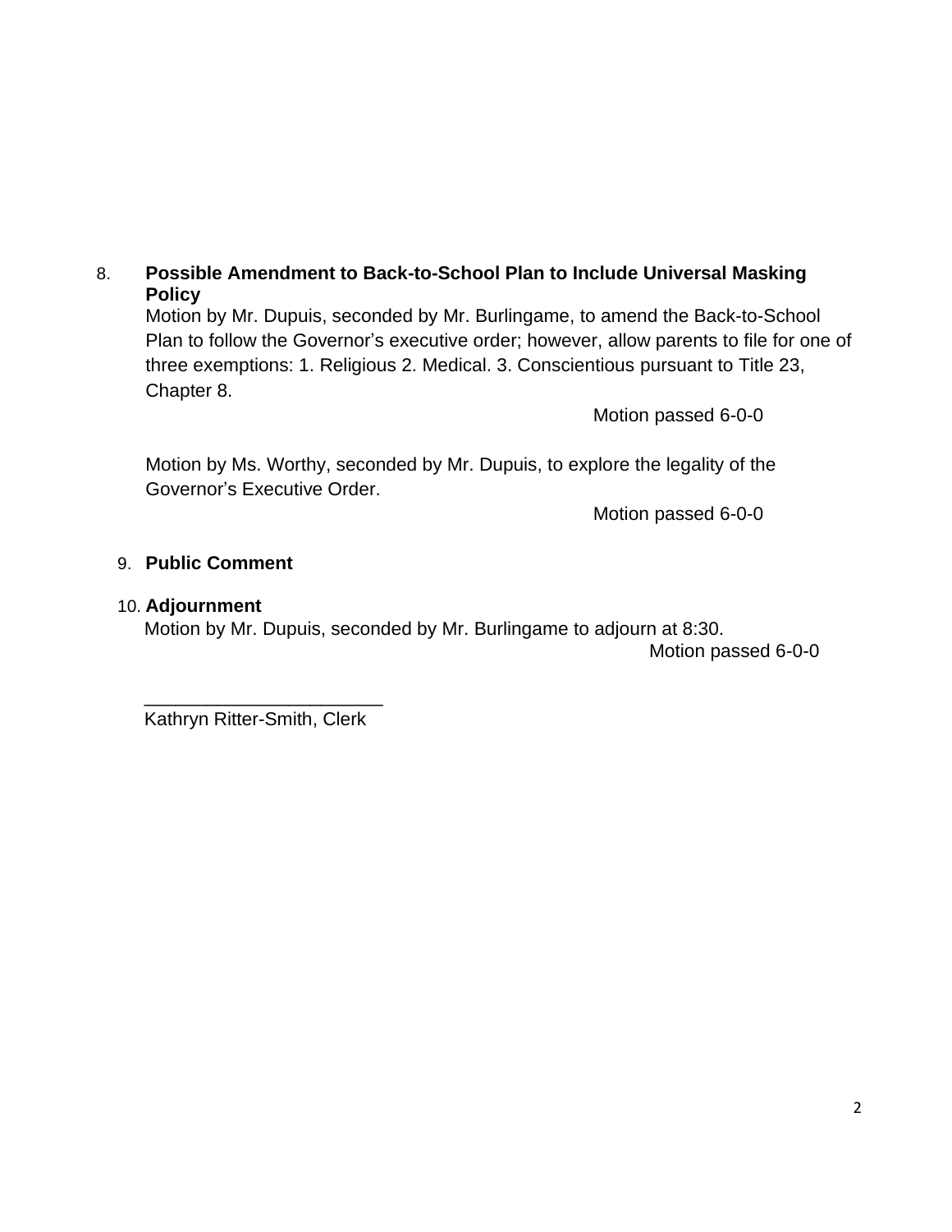8. **Possible Amendment to Back-to-School Plan to Include Universal Masking Policy**

   Motion by Mr. Dupuis, seconded by Mr. Burlingame, to amend the Back-to-School Plan to follow the Governor's executive order; however, allow parents to file for one of three exemptions: 1. Religious 2. Medical. 3. Conscientious pursuant to Title 23, Chapter 8.

   Motion passed 6-0-0

   Motion by Ms. Worthy, seconded by Mr. Dupuis, to explore the legality of the Governor's Executive Order.

   Motion passed 6-0-0

9. **Public Comment**

10. **Adjournment**

    Motion by Mr. Dupuis, seconded by Mr. Burlingame to adjourn at 8:30.

    Motion passed 6-0-0

______________________

Kathryn Ritter-Smith, Clerk